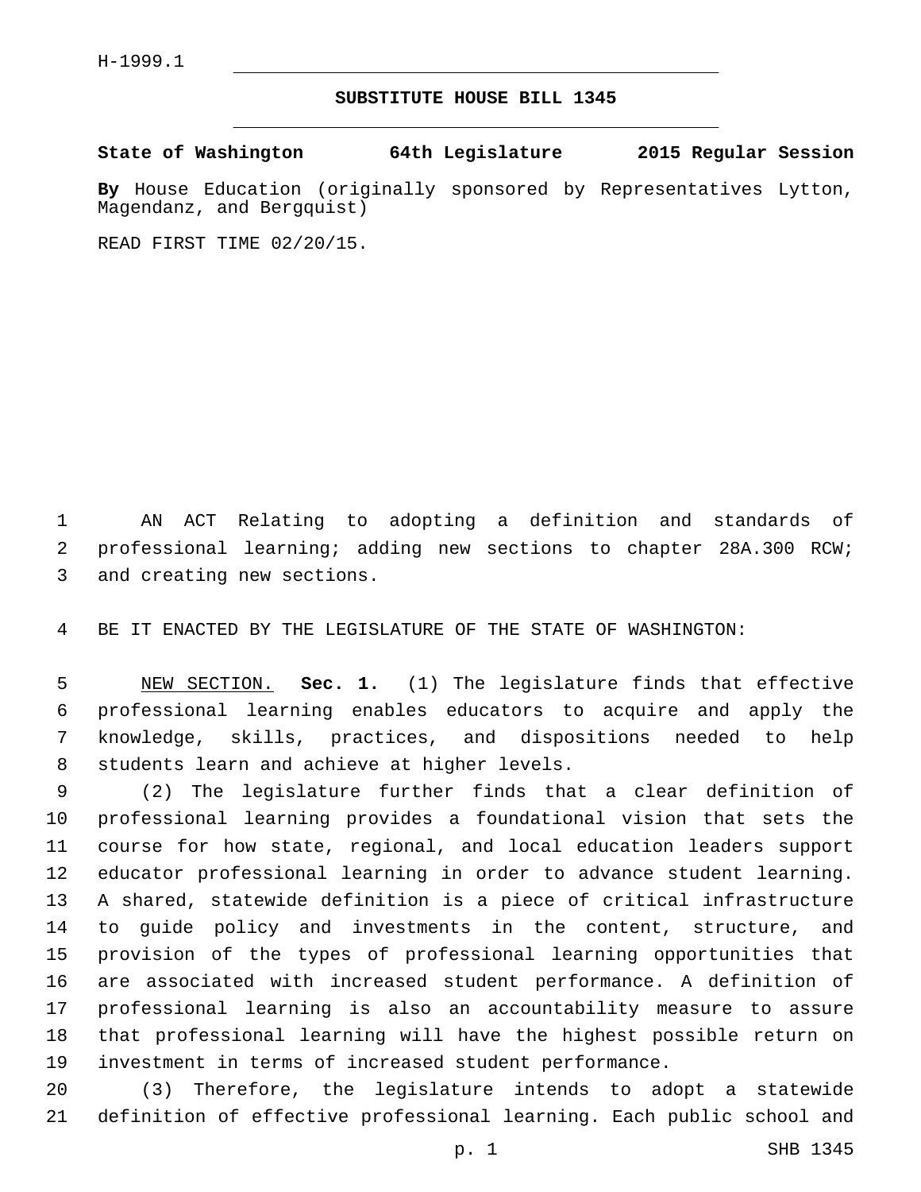H-1999.1

# SUBSTITUTE HOUSE BILL 1345

**State of Washington 64th Legislature 2015 Regular Session**

**By** House Education (originally sponsored by Representatives Lytton, Magendanz, and Bergquist)

READ FIRST TIME 02/20/15.

AN ACT Relating to adopting a definition and standards of professional learning; adding new sections to chapter 28A.300 RCW; and creating new sections.

BE IT ENACTED BY THE LEGISLATURE OF THE STATE OF WASHINGTON:

NEW SECTION. **Sec. 1.** (1) The legislature finds that effective professional learning enables educators to acquire and apply the knowledge, skills, practices, and dispositions needed to help students learn and achieve at higher levels.

(2) The legislature further finds that a clear definition of professional learning provides a foundational vision that sets the course for how state, regional, and local education leaders support educator professional learning in order to advance student learning. A shared, statewide definition is a piece of critical infrastructure to guide policy and investments in the content, structure, and provision of the types of professional learning opportunities that are associated with increased student performance. A definition of professional learning is also an accountability measure to assure that professional learning will have the highest possible return on investment in terms of increased student performance.

(3) Therefore, the legislature intends to adopt a statewide definition of effective professional learning. Each public school and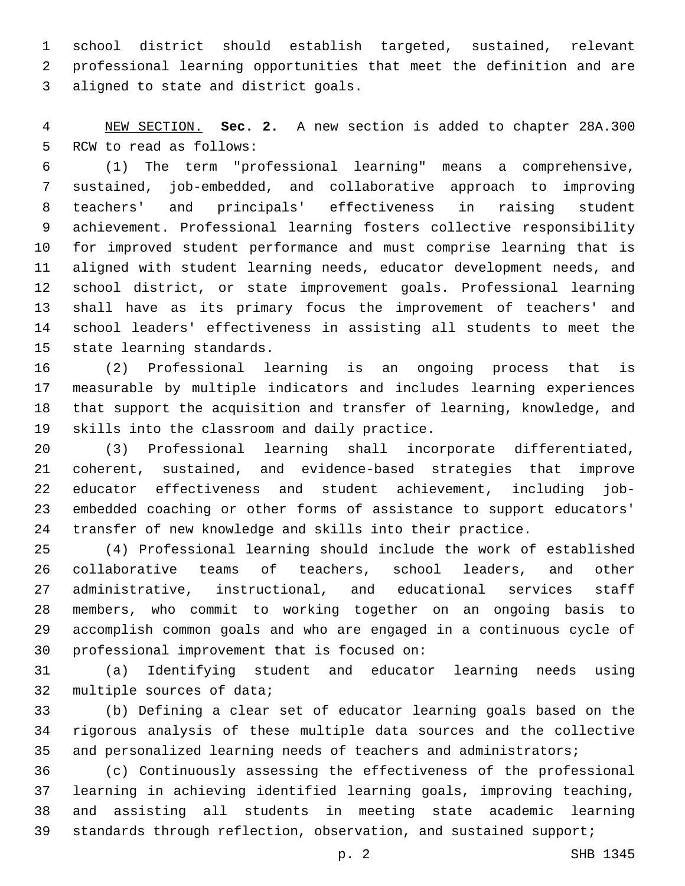school district should establish targeted, sustained, relevant professional learning opportunities that meet the definition and are aligned to state and district goals.

NEW SECTION. **Sec. 2.** A new section is added to chapter 28A.300 RCW to read as follows:

(1) The term "professional learning" means a comprehensive, sustained, job-embedded, and collaborative approach to improving teachers' and principals' effectiveness in raising student achievement. Professional learning fosters collective responsibility for improved student performance and must comprise learning that is aligned with student learning needs, educator development needs, and school district, or state improvement goals. Professional learning shall have as its primary focus the improvement of teachers' and school leaders' effectiveness in assisting all students to meet the state learning standards.

(2) Professional learning is an ongoing process that is measurable by multiple indicators and includes learning experiences that support the acquisition and transfer of learning, knowledge, and skills into the classroom and daily practice.

(3) Professional learning shall incorporate differentiated, coherent, sustained, and evidence-based strategies that improve educator effectiveness and student achievement, including job-embedded coaching or other forms of assistance to support educators' transfer of new knowledge and skills into their practice.

(4) Professional learning should include the work of established collaborative teams of teachers, school leaders, and other administrative, instructional, and educational services staff members, who commit to working together on an ongoing basis to accomplish common goals and who are engaged in a continuous cycle of professional improvement that is focused on:

(a) Identifying student and educator learning needs using multiple sources of data;

(b) Defining a clear set of educator learning goals based on the rigorous analysis of these multiple data sources and the collective and personalized learning needs of teachers and administrators;

(c) Continuously assessing the effectiveness of the professional learning in achieving identified learning goals, improving teaching, and assisting all students in meeting state academic learning standards through reflection, observation, and sustained support;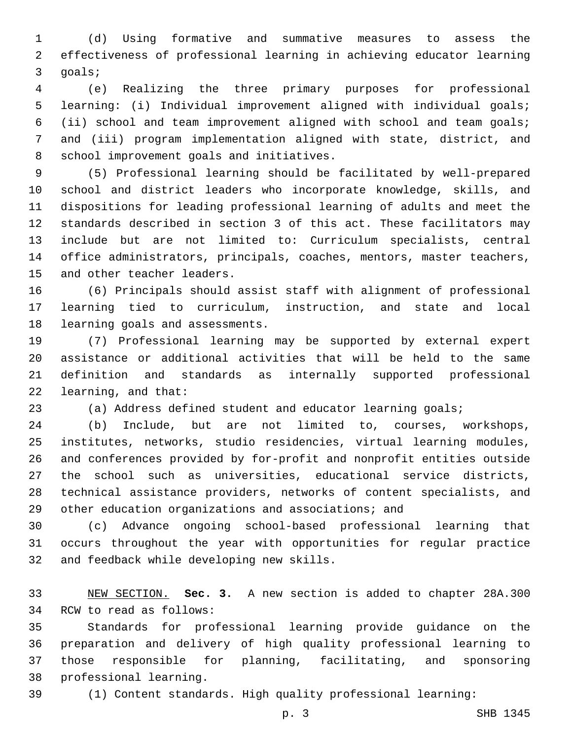(d) Using formative and summative measures to assess the effectiveness of professional learning in achieving educator learning goals;

(e) Realizing the three primary purposes for professional learning: (i) Individual improvement aligned with individual goals; (ii) school and team improvement aligned with school and team goals; and (iii) program implementation aligned with state, district, and school improvement goals and initiatives.

(5) Professional learning should be facilitated by well-prepared school and district leaders who incorporate knowledge, skills, and dispositions for leading professional learning of adults and meet the standards described in section 3 of this act. These facilitators may include but are not limited to: Curriculum specialists, central office administrators, principals, coaches, mentors, master teachers, and other teacher leaders.

(6) Principals should assist staff with alignment of professional learning tied to curriculum, instruction, and state and local learning goals and assessments.

(7) Professional learning may be supported by external expert assistance or additional activities that will be held to the same definition and standards as internally supported professional learning, and that:

(a) Address defined student and educator learning goals;

(b) Include, but are not limited to, courses, workshops, institutes, networks, studio residencies, virtual learning modules, and conferences provided by for-profit and nonprofit entities outside the school such as universities, educational service districts, technical assistance providers, networks of content specialists, and other education organizations and associations; and

(c) Advance ongoing school-based professional learning that occurs throughout the year with opportunities for regular practice and feedback while developing new skills.

NEW SECTION. **Sec. 3.** A new section is added to chapter 28A.300 RCW to read as follows:

Standards for professional learning provide guidance on the preparation and delivery of high quality professional learning to those responsible for planning, facilitating, and sponsoring professional learning.

(1) Content standards. High quality professional learning: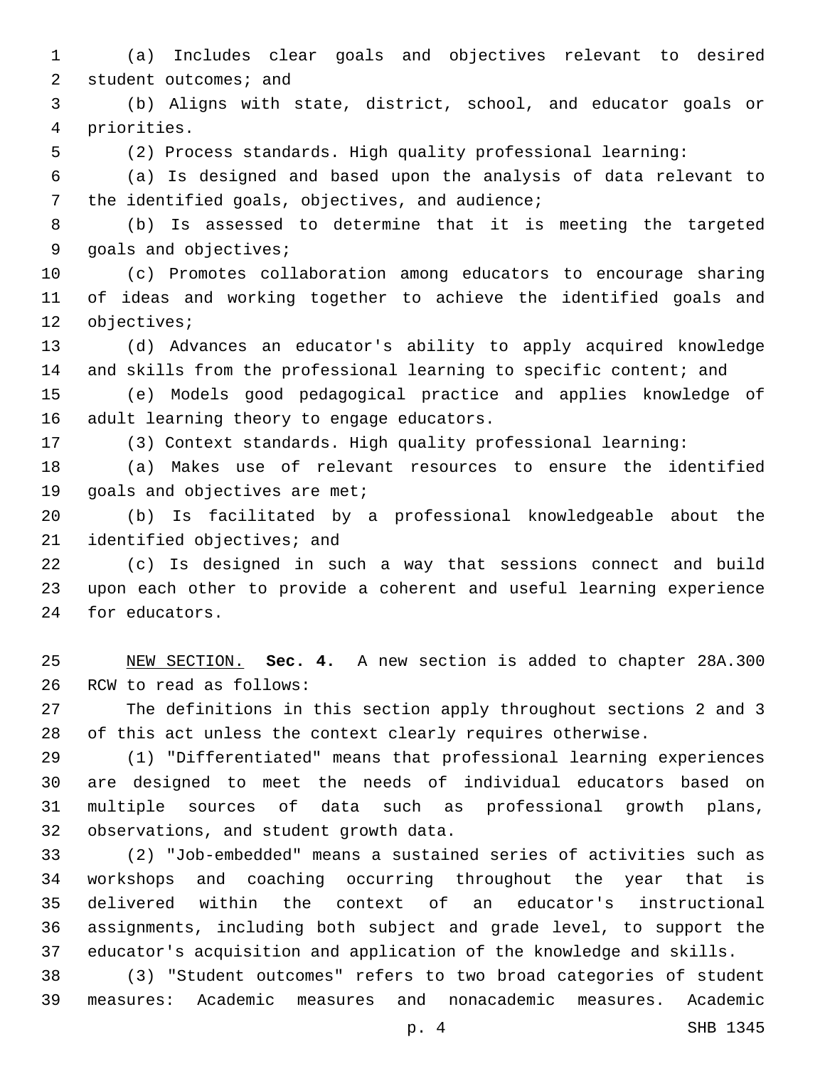(a) Includes clear goals and objectives relevant to desired student outcomes; and

(b) Aligns with state, district, school, and educator goals or priorities.

(2) Process standards. High quality professional learning:

(a) Is designed and based upon the analysis of data relevant to the identified goals, objectives, and audience;

(b) Is assessed to determine that it is meeting the targeted goals and objectives;

(c) Promotes collaboration among educators to encourage sharing of ideas and working together to achieve the identified goals and objectives;

(d) Advances an educator's ability to apply acquired knowledge and skills from the professional learning to specific content; and

(e) Models good pedagogical practice and applies knowledge of adult learning theory to engage educators.

(3) Context standards. High quality professional learning:

(a) Makes use of relevant resources to ensure the identified goals and objectives are met;

(b) Is facilitated by a professional knowledgeable about the identified objectives; and

(c) Is designed in such a way that sessions connect and build upon each other to provide a coherent and useful learning experience for educators.

NEW SECTION. **Sec. 4.** A new section is added to chapter 28A.300 RCW to read as follows:

The definitions in this section apply throughout sections 2 and 3 of this act unless the context clearly requires otherwise.

(1) "Differentiated" means that professional learning experiences are designed to meet the needs of individual educators based on multiple sources of data such as professional growth plans, observations, and student growth data.

(2) "Job-embedded" means a sustained series of activities such as workshops and coaching occurring throughout the year that is delivered within the context of an educator's instructional assignments, including both subject and grade level, to support the educator's acquisition and application of the knowledge and skills.

(3) "Student outcomes" refers to two broad categories of student measures: Academic measures and nonacademic measures. Academic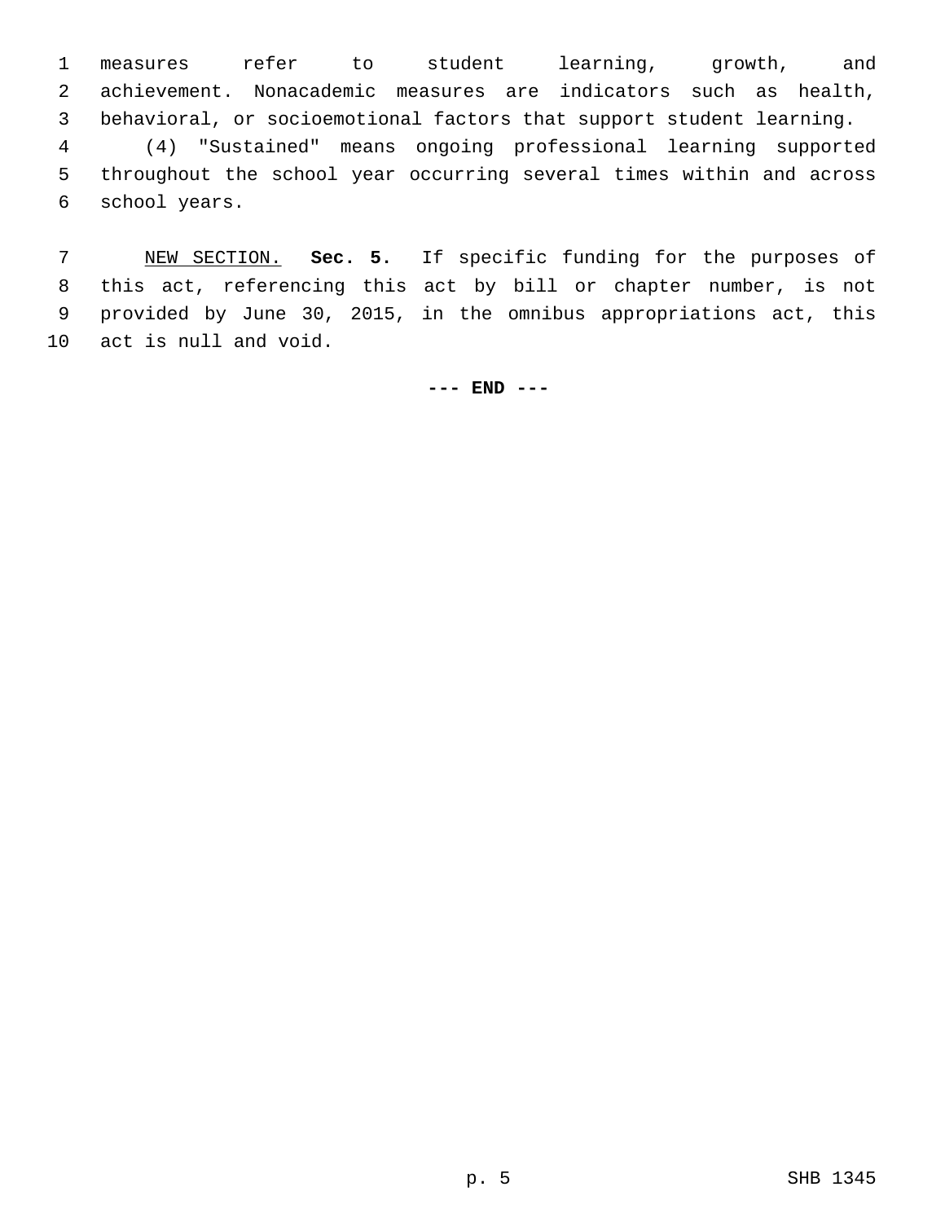measures refer to student learning, growth, and achievement. Nonacademic measures are indicators such as health, behavioral, or socioemotional factors that support student learning.

(4) "Sustained" means ongoing professional learning supported throughout the school year occurring several times within and across school years.

NEW SECTION. **Sec. 5.** If specific funding for the purposes of this act, referencing this act by bill or chapter number, is not provided by June 30, 2015, in the omnibus appropriations act, this act is null and void.

**--- END ---**